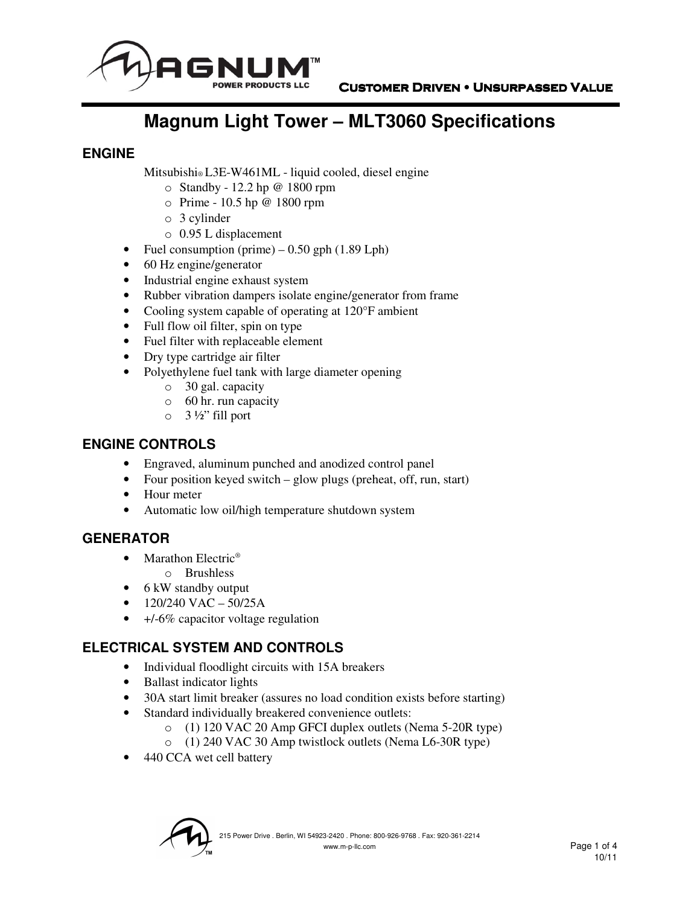# Magnum Light Tower – MLT3060 Specifications

## ENGINE

Mitsubishi® L3E-W461ML - liquid cooled, diesel engine

- Standby - 12.2 hp @ 1800 rpm
- Prime - 10.5 hp @ 1800 rpm
- 3 cylinder
- 0.95 L displacement

- Fuel consumption (prime) – 0.50 gph (1.89 Lph)
- 60 Hz engine/generator
- Industrial engine exhaust system
- Rubber vibration dampers isolate engine/generator from frame
- Cooling system capable of operating at 120°F ambient
- Full flow oil filter, spin on type
- Fuel filter with replaceable element
- Dry type cartridge air filter
- Polyethylene fuel tank with large diameter opening
  - 30 gal. capacity
  - 60 hr. run capacity
  - 3 ½" fill port

## ENGINE CONTROLS

- Engraved, aluminum punched and anodized control panel
- Four position keyed switch – glow plugs (preheat, off, run, start)
- Hour meter
- Automatic low oil/high temperature shutdown system

## GENERATOR

- Marathon Electric®
  - Brushless
- 6 kW standby output
- 120/240 VAC – 50/25A
- +/-6% capacitor voltage regulation

## ELECTRICAL SYSTEM AND CONTROLS

- Individual floodlight circuits with 15A breakers
- Ballast indicator lights
- 30A start limit breaker (assures no load condition exists before starting)
- Standard individually breakered convenience outlets:
  - (1) 120 VAC 20 Amp GFCI duplex outlets (Nema 5-20R type)
  - (1) 240 VAC 30 Amp twistlock outlets (Nema L6-30R type)
- 440 CCA wet cell battery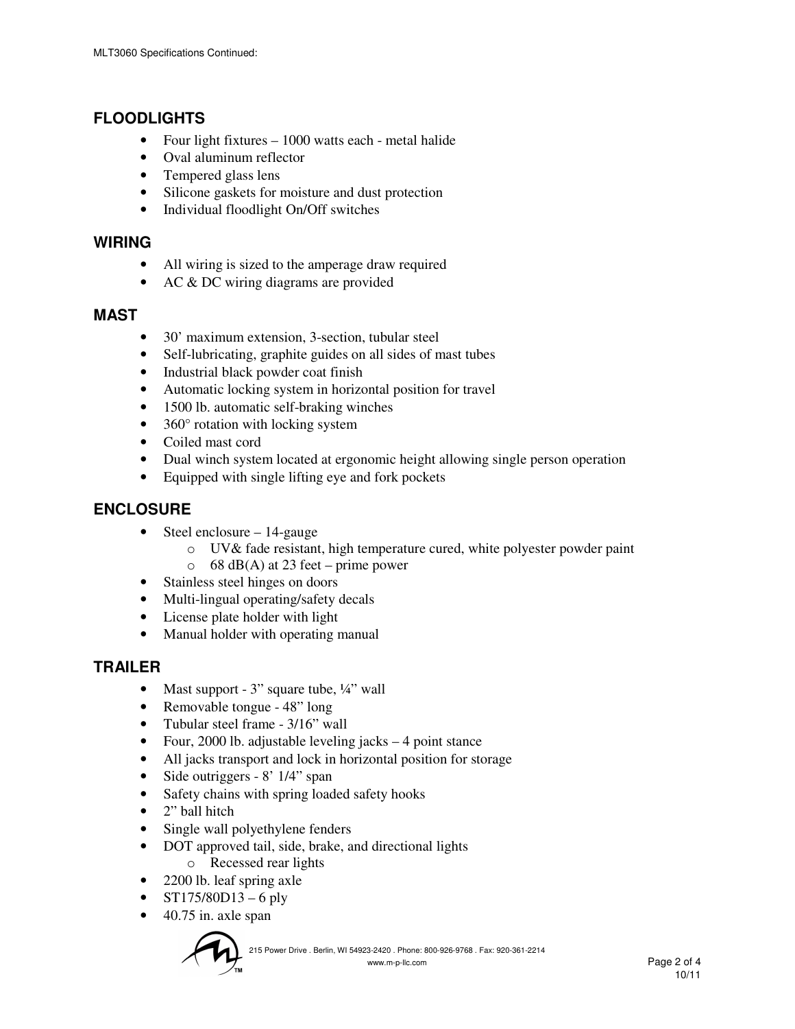## FLOODLIGHTS

- Four light fixtures – 1000 watts each - metal halide
- Oval aluminum reflector
- Tempered glass lens
- Silicone gaskets for moisture and dust protection
- Individual floodlight On/Off switches

## WIRING

- All wiring is sized to the amperage draw required
- AC & DC wiring diagrams are provided

## MAST

- 30' maximum extension, 3-section, tubular steel
- Self-lubricating, graphite guides on all sides of mast tubes
- Industrial black powder coat finish
- Automatic locking system in horizontal position for travel
- 1500 lb. automatic self-braking winches
- 360° rotation with locking system
- Coiled mast cord
- Dual winch system located at ergonomic height allowing single person operation
- Equipped with single lifting eye and fork pockets

## ENCLOSURE

- Steel enclosure – 14-gauge
  - UV& fade resistant, high temperature cured, white polyester powder paint
  - 68 dB(A) at 23 feet – prime power
- Stainless steel hinges on doors
- Multi-lingual operating/safety decals
- License plate holder with light
- Manual holder with operating manual

## TRAILER

- Mast support - 3" square tube, ¼" wall
- Removable tongue - 48" long
- Tubular steel frame - 3/16" wall
- Four, 2000 lb. adjustable leveling jacks – 4 point stance
- All jacks transport and lock in horizontal position for storage
- Side outriggers - 8' 1/4" span
- Safety chains with spring loaded safety hooks
- 2" ball hitch
- Single wall polyethylene fenders
- DOT approved tail, side, brake, and directional lights
  - Recessed rear lights
- 2200 lb. leaf spring axle
- ST175/80D13 – 6 ply
- 40.75 in. axle span

215 Power Drive . Berlin, WI 54923-2420 . Phone: 800-926-9768 . Fax: 920-361-2214
www.m-p-llc.com

10/11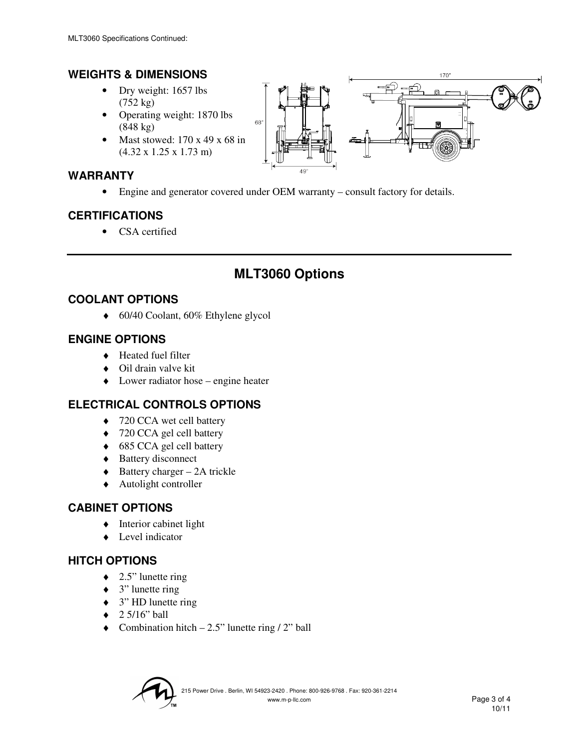## WEIGHTS & DIMENSIONS

- Dry weight: 1657 lbs (752 kg)
- Operating weight: 1870 lbs (848 kg)
- Mast stowed: 170 x 49 x 68 in (4.32 x 1.25 x 1.73 m)

## WARRANTY

- Engine and generator covered under OEM warranty – consult factory for details.

## CERTIFICATIONS

- CSA certified

---

# MLT3060 Options

## COOLANT OPTIONS

- 60/40 Coolant, 60% Ethylene glycol

## ENGINE OPTIONS

- Heated fuel filter
- Oil drain valve kit
- Lower radiator hose – engine heater

## ELECTRICAL CONTROLS OPTIONS

- 720 CCA wet cell battery
- 720 CCA gel cell battery
- 685 CCA gel cell battery
- Battery disconnect
- Battery charger – 2A trickle
- Autolight controller

## CABINET OPTIONS

- Interior cabinet light
- Level indicator

## HITCH OPTIONS

- 2.5" lunette ring
- 3" lunette ring
- 3" HD lunette ring
- 2 5/16" ball
- Combination hitch – 2.5" lunette ring / 2" ball

215 Power Drive . Berlin, WI 54923-2420 . Phone: 800-926-9768 . Fax: 920-361-2214
www.m-p-llc.com

10/11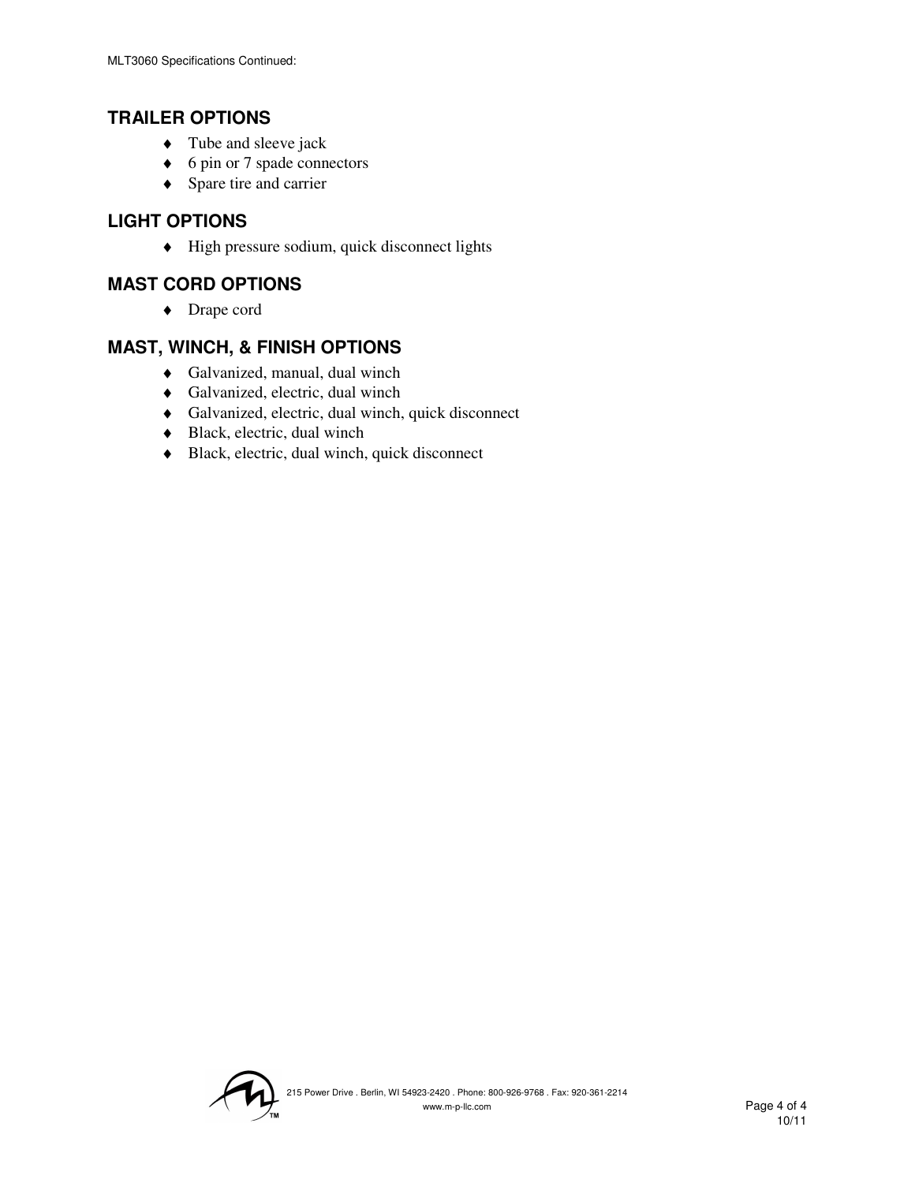## TRAILER OPTIONS

- Tube and sleeve jack
- 6 pin or 7 spade connectors
- Spare tire and carrier

## LIGHT OPTIONS

- High pressure sodium, quick disconnect lights

## MAST CORD OPTIONS

- Drape cord

## MAST, WINCH, & FINISH OPTIONS

- Galvanized, manual, dual winch
- Galvanized, electric, dual winch
- Galvanized, electric, dual winch, quick disconnect
- Black, electric, dual winch
- Black, electric, dual winch, quick disconnect

215 Power Drive . Berlin, WI 54923-2420 . Phone: 800-926-9768 . Fax: 920-361-2214

www.m-p-llc.com

10/11